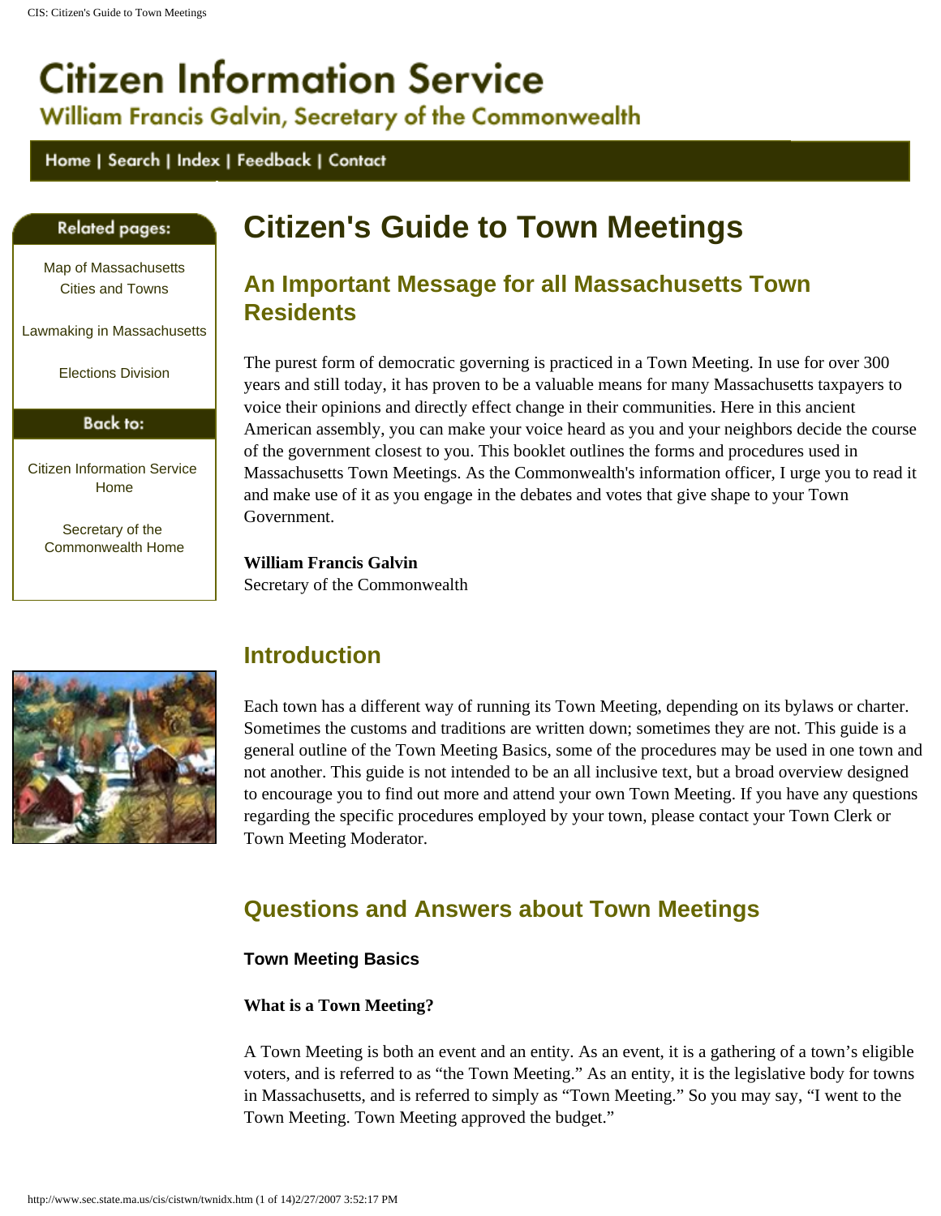# Citizen Information Service

## William Francis Galvin, Secretary of the Commonwealth

Home | Search | Index | Feedback | Contact

**Related pages:**

Map of Massachusetts Cities and Towns

Lawmaking in Massachusetts

Elections Division

**Back to:**

Citizen Information Service Home

Secretary of the Commonwealth Home

# Citizen's Guide to Town Meetings

## An Important Message for all Massachusetts Town Residents

The purest form of democratic governing is practiced in a Town Meeting. In use for over 300 years and still today, it has proven to be a valuable means for many Massachusetts taxpayers to voice their opinions and directly effect change in their communities. Here in this ancient American assembly, you can make your voice heard as you and your neighbors decide the course of the government closest to you. This booklet outlines the forms and procedures used in Massachusetts Town Meetings. As the Commonwealth's information officer, I urge you to read it and make use of it as you engage in the debates and votes that give shape to your Town Government.

**William Francis Galvin**
Secretary of the Commonwealth

## Introduction

Each town has a different way of running its Town Meeting, depending on its bylaws or charter. Sometimes the customs and traditions are written down; sometimes they are not. This guide is a general outline of the Town Meeting Basics, some of the procedures may be used in one town and not another. This guide is not intended to be an all inclusive text, but a broad overview designed to encourage you to find out more and attend your own Town Meeting. If you have any questions regarding the specific procedures employed by your town, please contact your Town Clerk or Town Meeting Moderator.

## Questions and Answers about Town Meetings

### Town Meeting Basics

**What is a Town Meeting?**

A Town Meeting is both an event and an entity. As an event, it is a gathering of a town's eligible voters, and is referred to as "the Town Meeting." As an entity, it is the legislative body for towns in Massachusetts, and is referred to as simply as "Town Meeting." So you may say, "I went to the Town Meeting. Town Meeting approved the budget."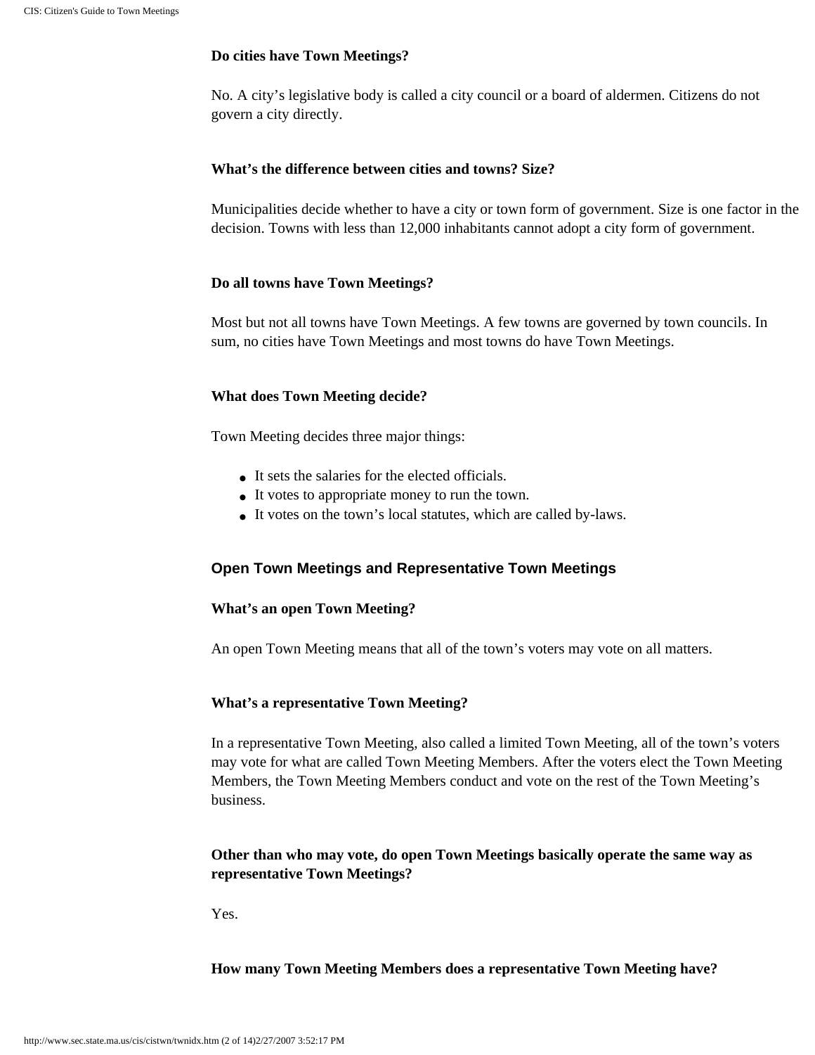**Do cities have Town Meetings?**

No. A city's legislative body is called a city council or a board of aldermen. Citizens do not govern a city directly.

**What's the difference between cities and towns? Size?**

Municipalities decide whether to have a city or town form of government. Size is one factor in the decision. Towns with less than 12,000 inhabitants cannot adopt a city form of government.

**Do all towns have Town Meetings?**

Most but not all towns have Town Meetings. A few towns are governed by town councils. In sum, no cities have Town Meetings and most towns do have Town Meetings.

**What does Town Meeting decide?**

Town Meeting decides three major things:

- It sets the salaries for the elected officials.
- It votes to appropriate money to run the town.
- It votes on the town's local statutes, which are called by-laws.

## Open Town Meetings and Representative Town Meetings

**What's an open Town Meeting?**

An open Town Meeting means that all of the town's voters may vote on all matters.

**What's a representative Town Meeting?**

In a representative Town Meeting, also called a limited Town Meeting, all of the town's voters may vote for what are called Town Meeting Members. After the voters elect the Town Meeting Members, the Town Meeting Members conduct and vote on the rest of the Town Meeting's business.

**Other than who may vote, do open Town Meetings basically operate the same way as representative Town Meetings?**

Yes.

**How many Town Meeting Members does a representative Town Meeting have?**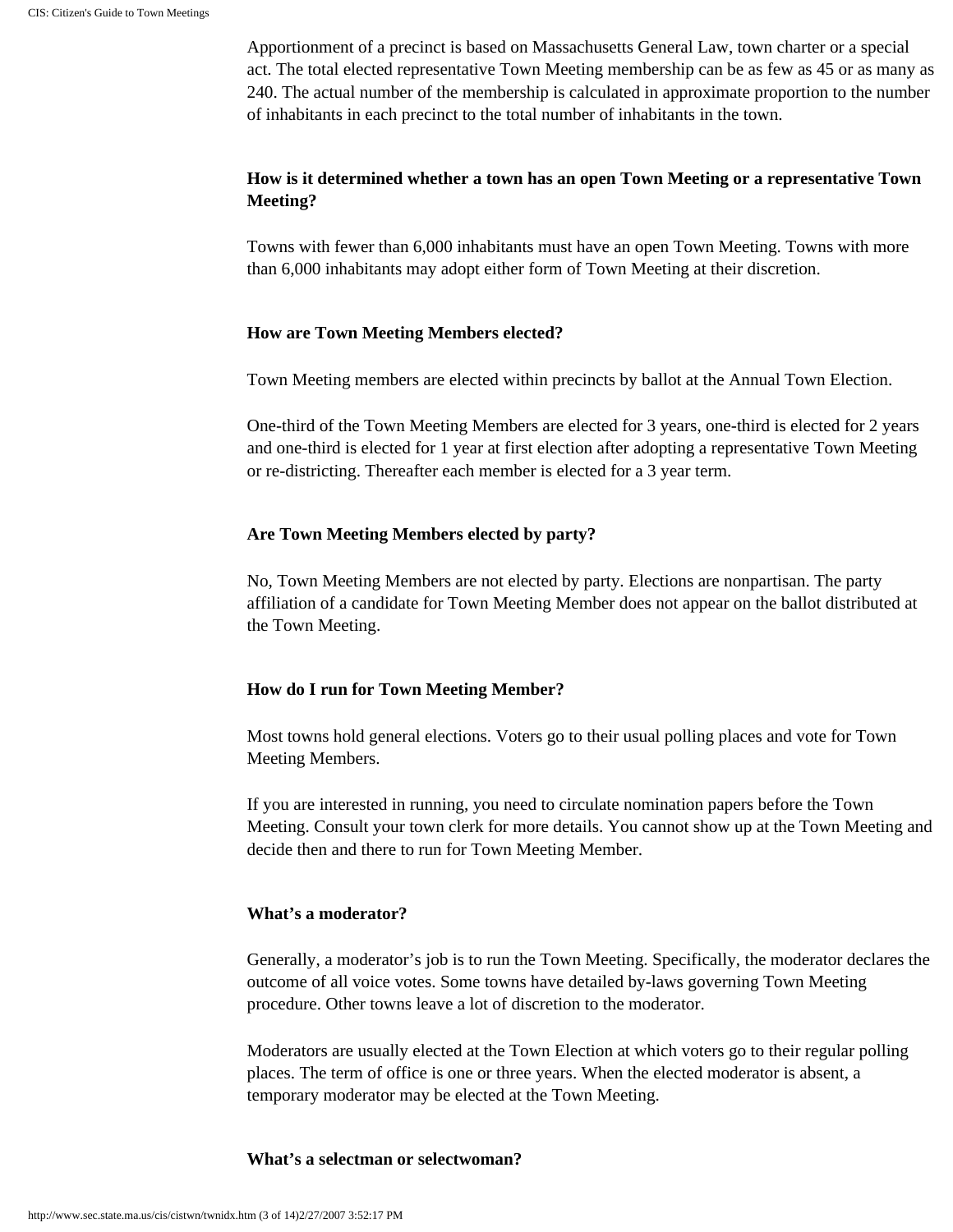Apportionment of a precinct is based on Massachusetts General Law, town charter or a special act. The total elected representative Town Meeting membership can be as few as 45 or as many as 240. The actual number of the membership is calculated in approximate proportion to the number of inhabitants in each precinct to the total number of inhabitants in the town.

**How is it determined whether a town has an open Town Meeting or a representative Town Meeting?**

Towns with fewer than 6,000 inhabitants must have an open Town Meeting. Towns with more than 6,000 inhabitants may adopt either form of Town Meeting at their discretion.

**How are Town Meeting Members elected?**

Town Meeting members are elected within precincts by ballot at the Annual Town Election.

One-third of the Town Meeting Members are elected for 3 years, one-third is elected for 2 years and one-third is elected for 1 year at first election after adopting a representative Town Meeting or re-districting. Thereafter each member is elected for a 3 year term.

**Are Town Meeting Members elected by party?**

No, Town Meeting Members are not elected by party. Elections are nonpartisan. The party affiliation of a candidate for Town Meeting Member does not appear on the ballot distributed at the Town Meeting.

**How do I run for Town Meeting Member?**

Most towns hold general elections. Voters go to their usual polling places and vote for Town Meeting Members.

If you are interested in running, you need to circulate nomination papers before the Town Meeting. Consult your town clerk for more details. You cannot show up at the Town Meeting and decide then and there to run for Town Meeting Member.

**What's a moderator?**

Generally, a moderator's job is to run the Town Meeting. Specifically, the moderator declares the outcome of all voice votes. Some towns have detailed by-laws governing Town Meeting procedure. Other towns leave a lot of discretion to the moderator.

Moderators are usually elected at the Town Election at which voters go to their regular polling places. The term of office is one or three years. When the elected moderator is absent, a temporary moderator may be elected at the Town Meeting.

**What's a selectman or selectwoman?**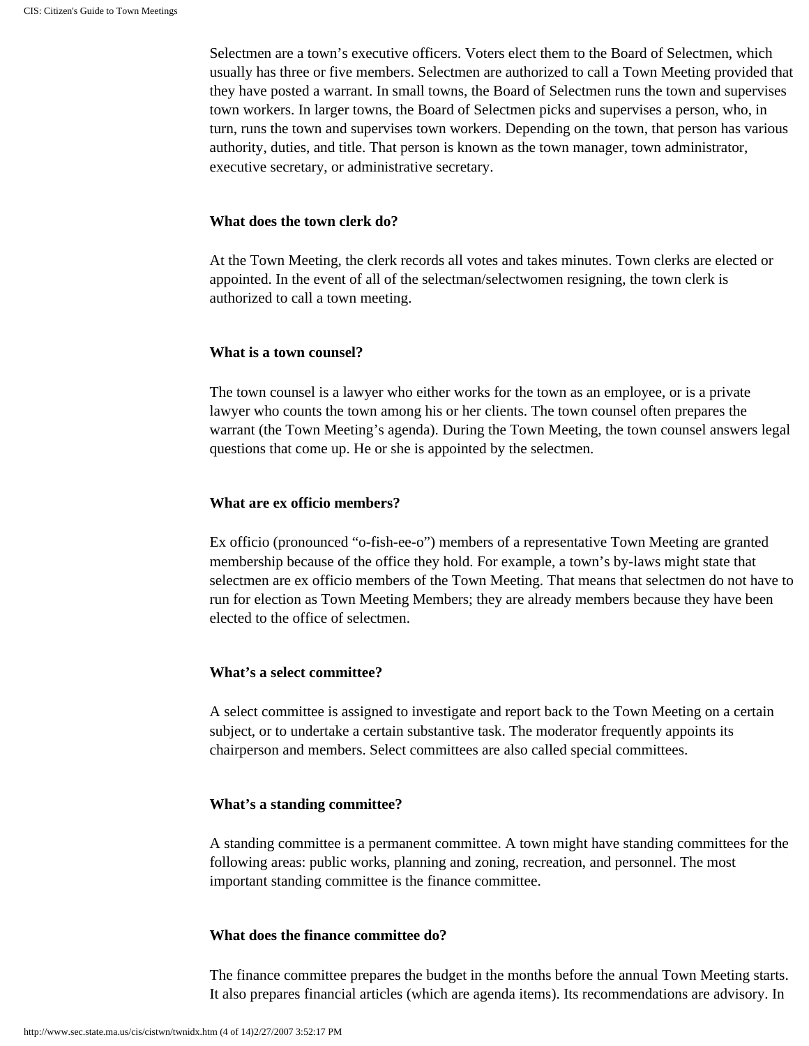Selectmen are a town's executive officers. Voters elect them to the Board of Selectmen, which usually has three or five members. Selectmen are authorized to call a Town Meeting provided that they have posted a warrant. In small towns, the Board of Selectmen runs the town and supervises town workers. In larger towns, the Board of Selectmen picks and supervises a person, who, in turn, runs the town and supervises town workers. Depending on the town, that person has various authority, duties, and title. That person is known as the town manager, town administrator, executive secretary, or administrative secretary.

**What does the town clerk do?**

At the Town Meeting, the clerk records all votes and takes minutes. Town clerks are elected or appointed. In the event of all of the selectman/selectwomen resigning, the town clerk is authorized to call a town meeting.

**What is a town counsel?**

The town counsel is a lawyer who either works for the town as an employee, or is a private lawyer who counts the town among his or her clients. The town counsel often prepares the warrant (the Town Meeting's agenda). During the Town Meeting, the town counsel answers legal questions that come up. He or she is appointed by the selectmen.

**What are ex officio members?**

Ex officio (pronounced "o-fish-ee-o") members of a representative Town Meeting are granted membership because of the office they hold. For example, a town's by-laws might state that selectmen are ex officio members of the Town Meeting. That means that selectmen do not have to run for election as Town Meeting Members; they are already members because they have been elected to the office of selectmen.

**What's a select committee?**

A select committee is assigned to investigate and report back to the Town Meeting on a certain subject, or to undertake a certain substantive task. The moderator frequently appoints its chairperson and members. Select committees are also called special committees.

**What's a standing committee?**

A standing committee is a permanent committee. A town might have standing committees for the following areas: public works, planning and zoning, recreation, and personnel. The most important standing committee is the finance committee.

**What does the finance committee do?**

The finance committee prepares the budget in the months before the annual Town Meeting starts. It also prepares financial articles (which are agenda items). Its recommendations are advisory. In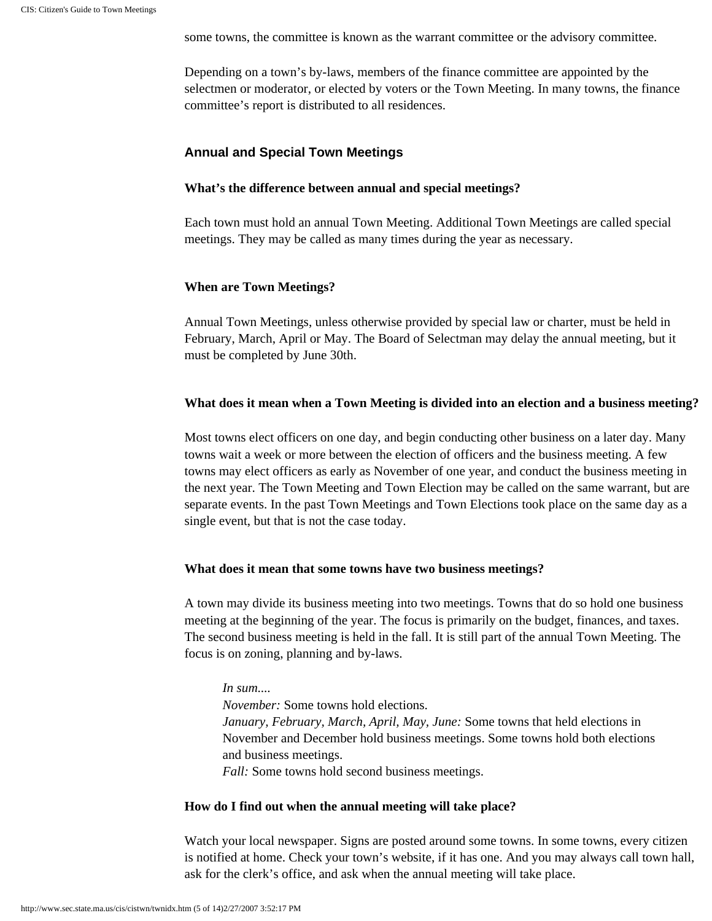some towns, the committee is known as the warrant committee or the advisory committee.

Depending on a town's by-laws, members of the finance committee are appointed by the selectmen or moderator, or elected by voters or the Town Meeting. In many towns, the finance committee's report is distributed to all residences.

## Annual and Special Town Meetings

**What's the difference between annual and special meetings?**

Each town must hold an annual Town Meeting. Additional Town Meetings are called special meetings. They may be called as many times during the year as necessary.

**When are Town Meetings?**

Annual Town Meetings, unless otherwise provided by special law or charter, must be held in February, March, April or May. The Board of Selectman may delay the annual meeting, but it must be completed by June 30th.

**What does it mean when a Town Meeting is divided into an election and a business meeting?**

Most towns elect officers on one day, and begin conducting other business on a later day. Many towns wait a week or more between the election of officers and the business meeting. A few towns may elect officers as early as November of one year, and conduct the business meeting in the next year. The Town Meeting and Town Election may be called on the same warrant, but are separate events. In the past Town Meetings and Town Elections took place on the same day as a single event, but that is not the case today.

**What does it mean that some towns have two business meetings?**

A town may divide its business meeting into two meetings. Towns that do so hold one business meeting at the beginning of the year. The focus is primarily on the budget, finances, and taxes. The second business meeting is held in the fall. It is still part of the annual Town Meeting. The focus is on zoning, planning and by-laws.

> *In sum....*
> *November:* Some towns hold elections.
> *January, February, March, April, May, June:* Some towns that held elections in November and December hold business meetings. Some towns hold both elections and business meetings.
> *Fall:* Some towns hold second business meetings.

**How do I find out when the annual meeting will take place?**

Watch your local newspaper. Signs are posted around some towns. In some towns, every citizen is notified at home. Check your town's website, if it has one. And you may always call town hall, ask for the clerk's office, and ask when the annual meeting will take place.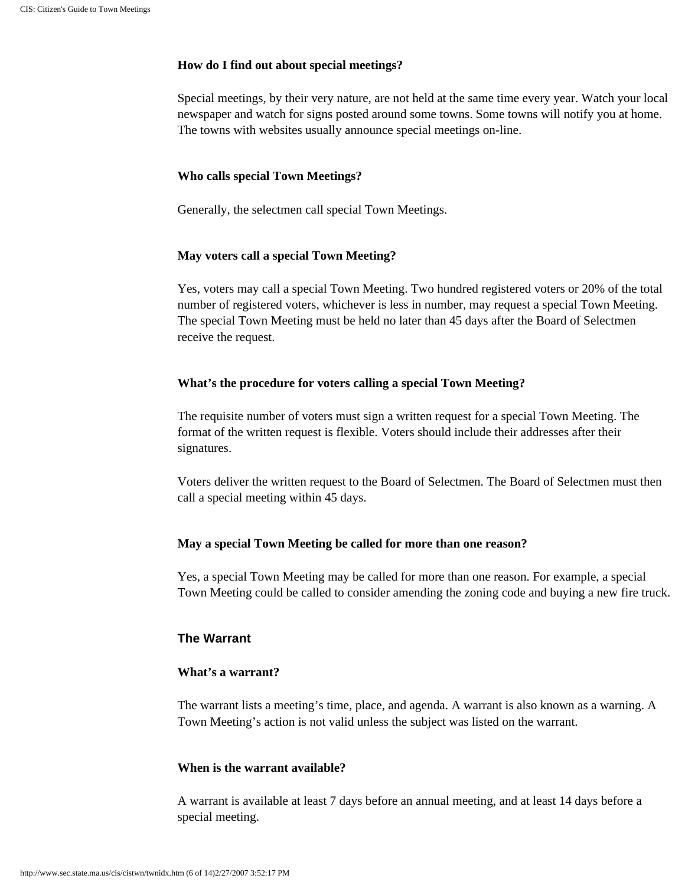### How do I find out about special meetings?

Special meetings, by their very nature, are not held at the same time every year. Watch your local newspaper and watch for signs posted around some towns. Some towns will notify you at home. The towns with websites usually announce special meetings on-line.

### Who calls special Town Meetings?

Generally, the selectmen call special Town Meetings.

### May voters call a special Town Meeting?

Yes, voters may call a special Town Meeting. Two hundred registered voters or 20% of the total number of registered voters, whichever is less in number, may request a special Town Meeting. The special Town Meeting must be held no later than 45 days after the Board of Selectmen receive the request.

### What's the procedure for voters calling a special Town Meeting?

The requisite number of voters must sign a written request for a special Town Meeting. The format of the written request is flexible. Voters should include their addresses after their signatures.

Voters deliver the written request to the Board of Selectmen. The Board of Selectmen must then call a special meeting within 45 days.

### May a special Town Meeting be called for more than one reason?

Yes, a special Town Meeting may be called for more than one reason. For example, a special Town Meeting could be called to consider amending the zoning code and buying a new fire truck.

## The Warrant

### What's a warrant?

The warrant lists a meeting's time, place, and agenda. A warrant is also known as a warning. A Town Meeting's action is not valid unless the subject was listed on the warrant.

### When is the warrant available?

A warrant is available at least 7 days before an annual meeting, and at least 14 days before a special meeting.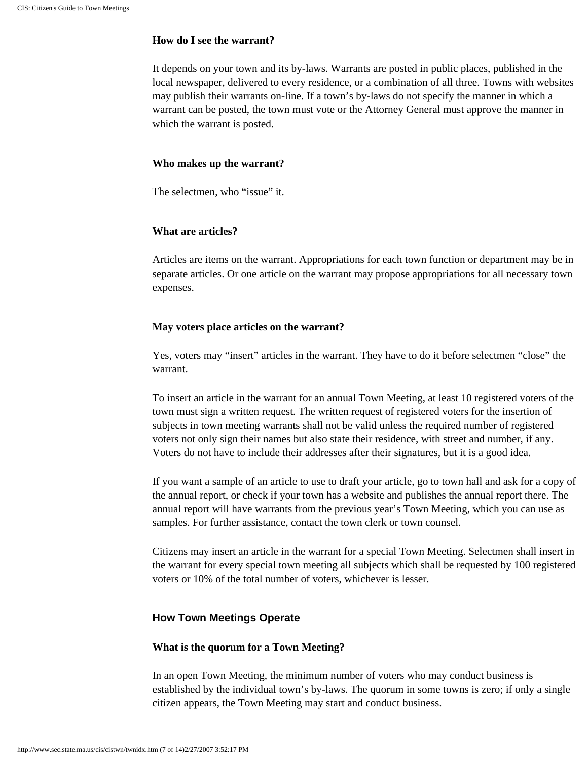**How do I see the warrant?**

It depends on your town and its by-laws. Warrants are posted in public places, published in the local newspaper, delivered to every residence, or a combination of all three. Towns with websites may publish their warrants on-line. If a town's by-laws do not specify the manner in which a warrant can be posted, the town must vote or the Attorney General must approve the manner in which the warrant is posted.

**Who makes up the warrant?**

The selectmen, who "issue" it.

**What are articles?**

Articles are items on the warrant. Appropriations for each town function or department may be in separate articles. Or one article on the warrant may propose appropriations for all necessary town expenses.

**May voters place articles on the warrant?**

Yes, voters may "insert" articles in the warrant. They have to do it before selectmen "close" the warrant.

To insert an article in the warrant for an annual Town Meeting, at least 10 registered voters of the town must sign a written request. The written request of registered voters for the insertion of subjects in town meeting warrants shall not be valid unless the required number of registered voters not only sign their names but also state their residence, with street and number, if any. Voters do not have to include their addresses after their signatures, but it is a good idea.

If you want a sample of an article to use to draft your article, go to town hall and ask for a copy of the annual report, or check if your town has a website and publishes the annual report there. The annual report will have warrants from the previous year's Town Meeting, which you can use as samples. For further assistance, contact the town clerk or town counsel.

Citizens may insert an article in the warrant for a special Town Meeting. Selectmen shall insert in the warrant for every special town meeting all subjects which shall be requested by 100 registered voters or 10% of the total number of voters, whichever is lesser.

## How Town Meetings Operate

**What is the quorum for a Town Meeting?**

In an open Town Meeting, the minimum number of voters who may conduct business is established by the individual town's by-laws. The quorum in some towns is zero; if only a single citizen appears, the Town Meeting may start and conduct business.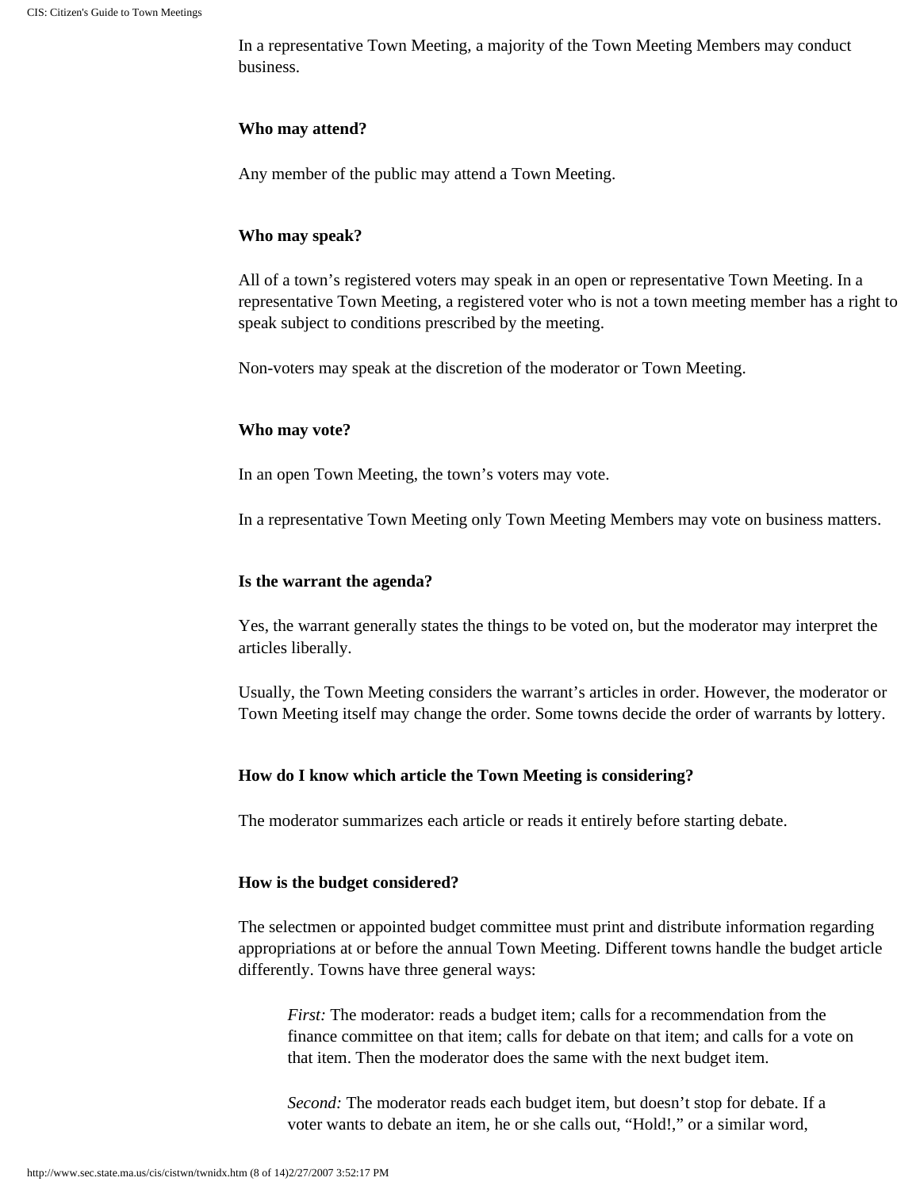In a representative Town Meeting, a majority of the Town Meeting Members may conduct business.

**Who may attend?**

Any member of the public may attend a Town Meeting.

**Who may speak?**

All of a town's registered voters may speak in an open or representative Town Meeting. In a representative Town Meeting, a registered voter who is not a town meeting member has a right to speak subject to conditions prescribed by the meeting.

Non-voters may speak at the discretion of the moderator or Town Meeting.

**Who may vote?**

In an open Town Meeting, the town's voters may vote.

In a representative Town Meeting only Town Meeting Members may vote on business matters.

**Is the warrant the agenda?**

Yes, the warrant generally states the things to be voted on, but the moderator may interpret the articles liberally.

Usually, the Town Meeting considers the warrant's articles in order. However, the moderator or Town Meeting itself may change the order. Some towns decide the order of warrants by lottery.

**How do I know which article the Town Meeting is considering?**

The moderator summarizes each article or reads it entirely before starting debate.

**How is the budget considered?**

The selectmen or appointed budget committee must print and distribute information regarding appropriations at or before the annual Town Meeting. Different towns handle the budget article differently. Towns have three general ways:

> *First:* The moderator: reads a budget item; calls for a recommendation from the finance committee on that item; calls for debate on that item; and calls for a vote on that item. Then the moderator does the same with the next budget item.
>
> *Second:* The moderator reads each budget item, but doesn't stop for debate. If a voter wants to debate an item, he or she calls out, "Hold!," or a similar word,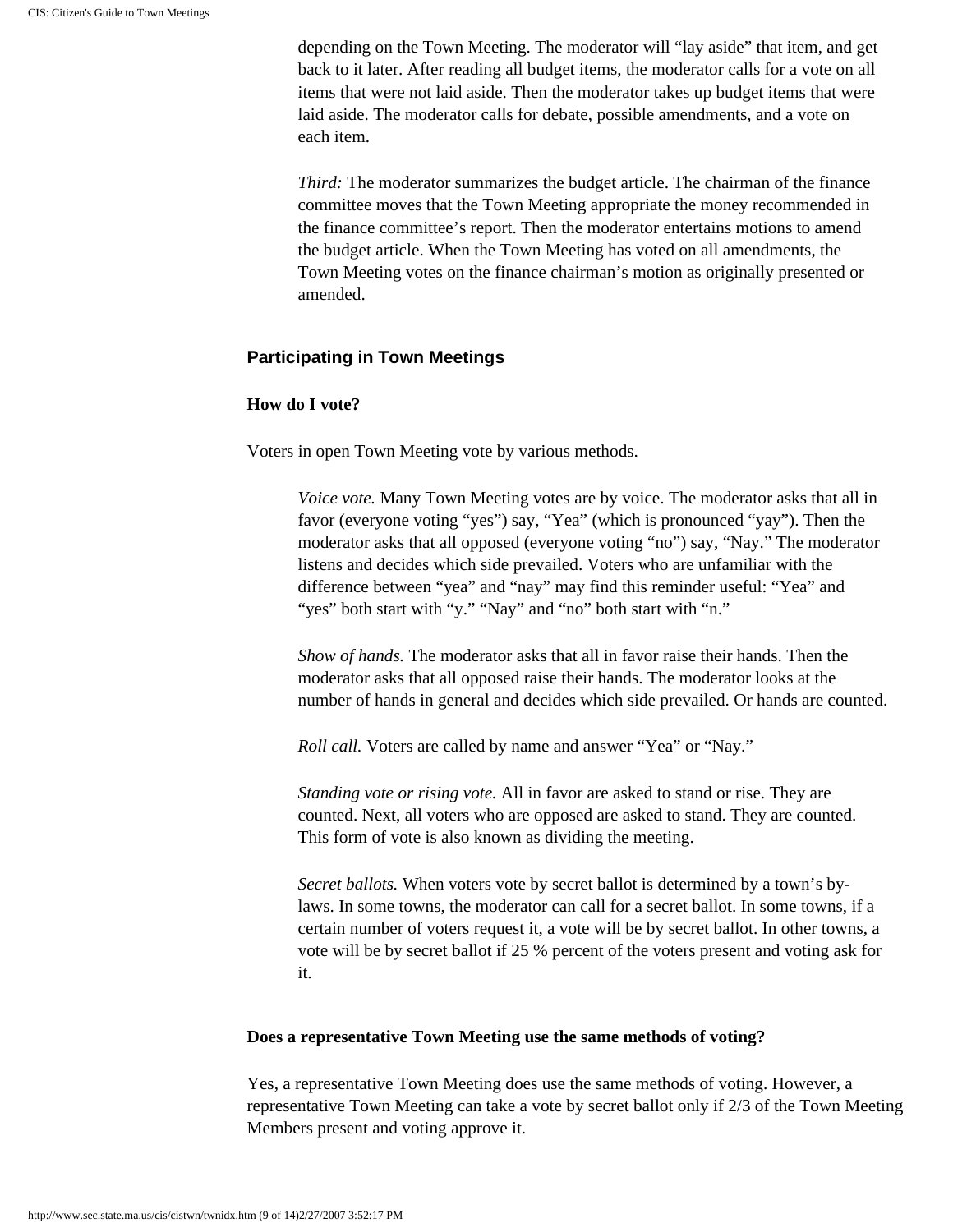depending on the Town Meeting. The moderator will "lay aside" that item, and get back to it later. After reading all budget items, the moderator calls for a vote on all items that were not laid aside. Then the moderator takes up budget items that were laid aside. The moderator calls for debate, possible amendments, and a vote on each item.

*Third:* The moderator summarizes the budget article. The chairman of the finance committee moves that the Town Meeting appropriate the money recommended in the finance committee's report. Then the moderator entertains motions to amend the budget article. When the Town Meeting has voted on all amendments, the Town Meeting votes on the finance chairman's motion as originally presented or amended.

## Participating in Town Meetings

### How do I vote?

Voters in open Town Meeting vote by various methods.

*Voice vote.* Many Town Meeting votes are by voice. The moderator asks that all in favor (everyone voting "yes") say, "Yea" (which is pronounced "yay"). Then the moderator asks that all opposed (everyone voting "no") say, "Nay." The moderator listens and decides which side prevailed. Voters who are unfamiliar with the difference between "yea" and "nay" may find this reminder useful: "Yea" and "yes" both start with "y." "Nay" and "no" both start with "n."

*Show of hands.* The moderator asks that all in favor raise their hands. Then the moderator asks that all opposed raise their hands. The moderator looks at the number of hands in general and decides which side prevailed. Or hands are counted.

*Roll call.* Voters are called by name and answer "Yea" or "Nay."

*Standing vote or rising vote.* All in favor are asked to stand or rise. They are counted. Next, all voters who are opposed are asked to stand. They are counted. This form of vote is also known as dividing the meeting.

*Secret ballots.* When voters vote by secret ballot is determined by a town's by-laws. In some towns, the moderator can call for a secret ballot. In some towns, if a certain number of voters request it, a vote will be by secret ballot. In other towns, a vote will be by secret ballot if 25 % percent of the voters present and voting ask for it.

### Does a representative Town Meeting use the same methods of voting?

Yes, a representative Town Meeting does use the same methods of voting. However, a representative Town Meeting can take a vote by secret ballot only if 2/3 of the Town Meeting Members present and voting approve it.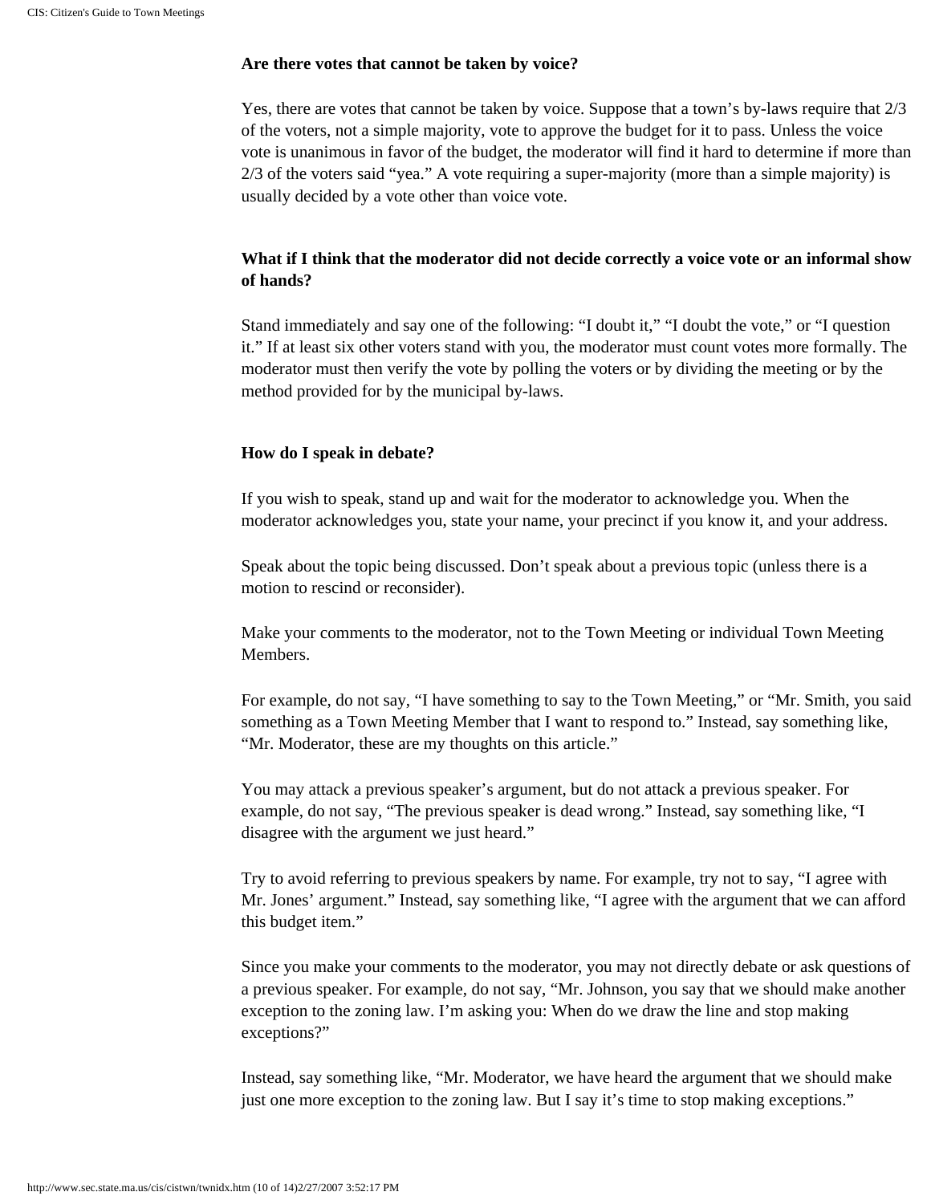**Are there votes that cannot be taken by voice?**

Yes, there are votes that cannot be taken by voice. Suppose that a town's by-laws require that 2/3 of the voters, not a simple majority, vote to approve the budget for it to pass. Unless the voice vote is unanimous in favor of the budget, the moderator will find it hard to determine if more than 2/3 of the voters said "yea." A vote requiring a super-majority (more than a simple majority) is usually decided by a vote other than voice vote.

**What if I think that the moderator did not decide correctly a voice vote or an informal show of hands?**

Stand immediately and say one of the following: "I doubt it," "I doubt the vote," or "I question it." If at least six other voters stand with you, the moderator must count votes more formally. The moderator must then verify the vote by polling the voters or by dividing the meeting or by the method provided for by the municipal by-laws.

**How do I speak in debate?**

If you wish to speak, stand up and wait for the moderator to acknowledge you. When the moderator acknowledges you, state your name, your precinct if you know it, and your address.

Speak about the topic being discussed. Don't speak about a previous topic (unless there is a motion to rescind or reconsider).

Make your comments to the moderator, not to the Town Meeting or individual Town Meeting Members.

For example, do not say, "I have something to say to the Town Meeting," or "Mr. Smith, you said something as a Town Meeting Member that I want to respond to." Instead, say something like, "Mr. Moderator, these are my thoughts on this article."

You may attack a previous speaker's argument, but do not attack a previous speaker. For example, do not say, "The previous speaker is dead wrong." Instead, say something like, "I disagree with the argument we just heard."

Try to avoid referring to previous speakers by name. For example, try not to say, "I agree with Mr. Jones' argument." Instead, say something like, "I agree with the argument that we can afford this budget item."

Since you make your comments to the moderator, you may not directly debate or ask questions of a previous speaker. For example, do not say, "Mr. Johnson, you say that we should make another exception to the zoning law. I'm asking you: When do we draw the line and stop making exceptions?"

Instead, say something like, "Mr. Moderator, we have heard the argument that we should make just one more exception to the zoning law. But I say it's time to stop making exceptions."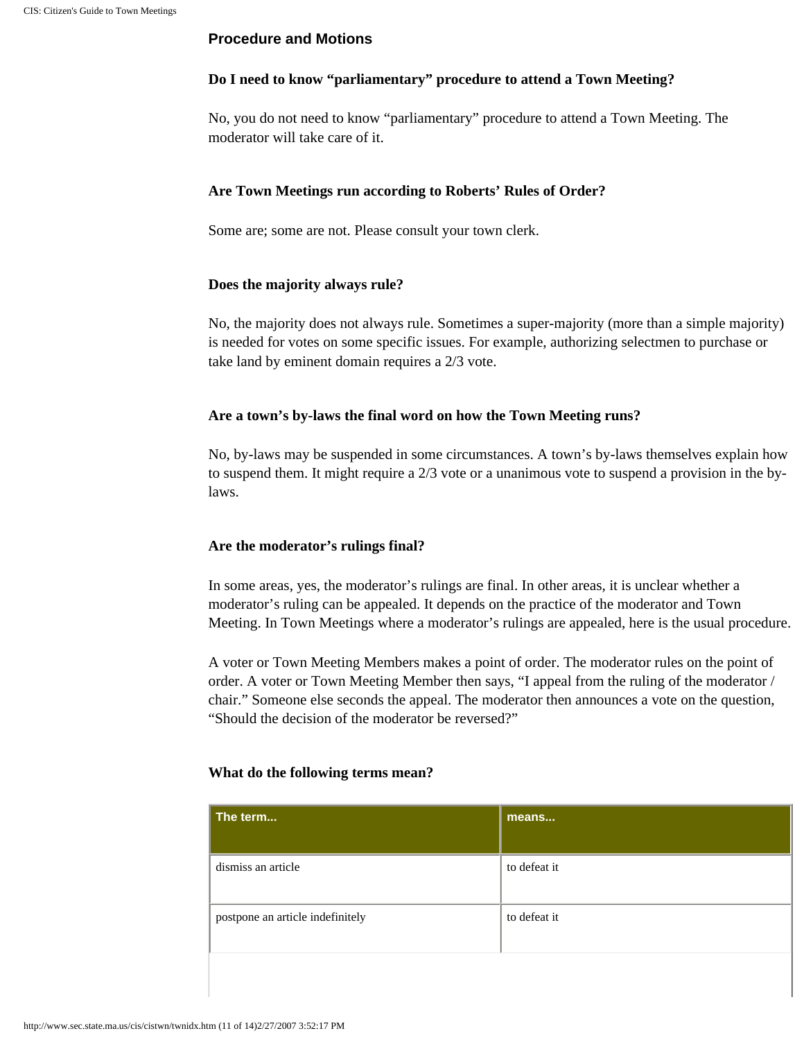### Procedure and Motions

**Do I need to know "parliamentary" procedure to attend a Town Meeting?**

No, you do not need to know "parliamentary" procedure to attend a Town Meeting. The moderator will take care of it.

**Are Town Meetings run according to Roberts' Rules of Order?**

Some are; some are not. Please consult your town clerk.

**Does the majority always rule?**

No, the majority does not always rule. Sometimes a super-majority (more than a simple majority) is needed for votes on some specific issues. For example, authorizing selectmen to purchase or take land by eminent domain requires a 2/3 vote.

**Are a town's by-laws the final word on how the Town Meeting runs?**

No, by-laws may be suspended in some circumstances. A town's by-laws themselves explain how to suspend them. It might require a 2/3 vote or a unanimous vote to suspend a provision in the by-laws.

**Are the moderator's rulings final?**

In some areas, yes, the moderator's rulings are final. In other areas, it is unclear whether a moderator's ruling can be appealed. It depends on the practice of the moderator and Town Meeting. In Town Meetings where a moderator's rulings are appealed, here is the usual procedure.

A voter or Town Meeting Members makes a point of order. The moderator rules on the point of order. A voter or Town Meeting Member then says, "I appeal from the ruling of the moderator / chair." Someone else seconds the appeal. The moderator then announces a vote on the question, "Should the decision of the moderator be reversed?"

**What do the following terms mean?**

| The term... | means... |
|---|---|
| dismiss an article | to defeat it |
| postpone an article indefinitely | to defeat it |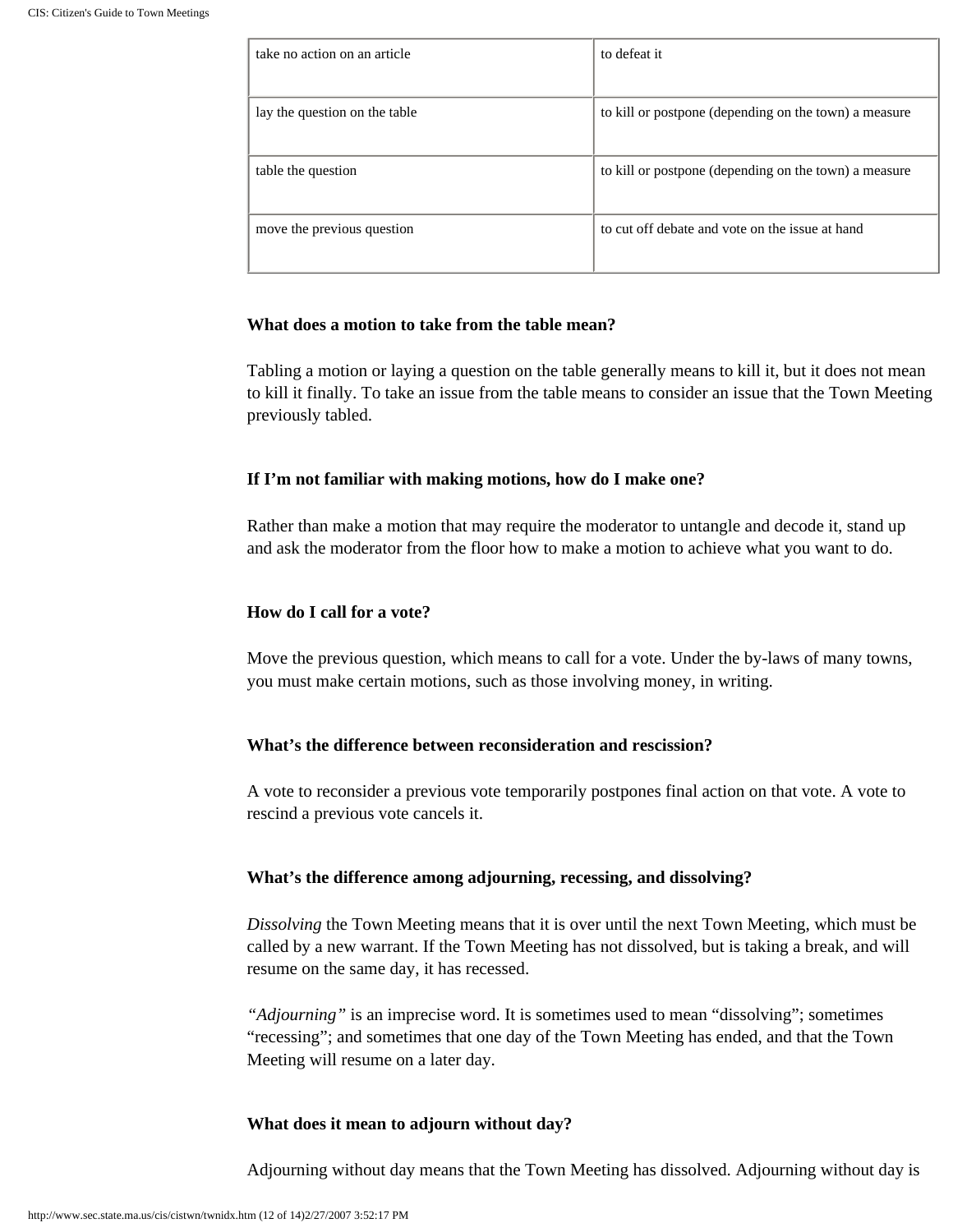| | |
|---|---|
| take no action on an article | to defeat it |
| lay the question on the table | to kill or postpone (depending on the town) a measure |
| table the question | to kill or postpone (depending on the town) a measure |
| move the previous question | to cut off debate and vote on the issue at hand |

**What does a motion to take from the table mean?**

Tabling a motion or laying a question on the table generally means to kill it, but it does not mean to kill it finally. To take an issue from the table means to consider an issue that the Town Meeting previously tabled.

**If I'm not familiar with making motions, how do I make one?**

Rather than make a motion that may require the moderator to untangle and decode it, stand up and ask the moderator from the floor how to make a motion to achieve what you want to do.

**How do I call for a vote?**

Move the previous question, which means to call for a vote. Under the by-laws of many towns, you must make certain motions, such as those involving money, in writing.

**What's the difference between reconsideration and rescission?**

A vote to reconsider a previous vote temporarily postpones final action on that vote. A vote to rescind a previous vote cancels it.

**What's the difference among adjourning, recessing, and dissolving?**

*Dissolving* the Town Meeting means that it is over until the next Town Meeting, which must be called by a new warrant. If the Town Meeting has not dissolved, but is taking a break, and will resume on the same day, it has recessed.

*"Adjourning"* is an imprecise word. It is sometimes used to mean "dissolving"; sometimes "recessing"; and sometimes that one day of the Town Meeting has ended, and that the Town Meeting will resume on a later day.

**What does it mean to adjourn without day?**

Adjourning without day means that the Town Meeting has dissolved. Adjourning without day is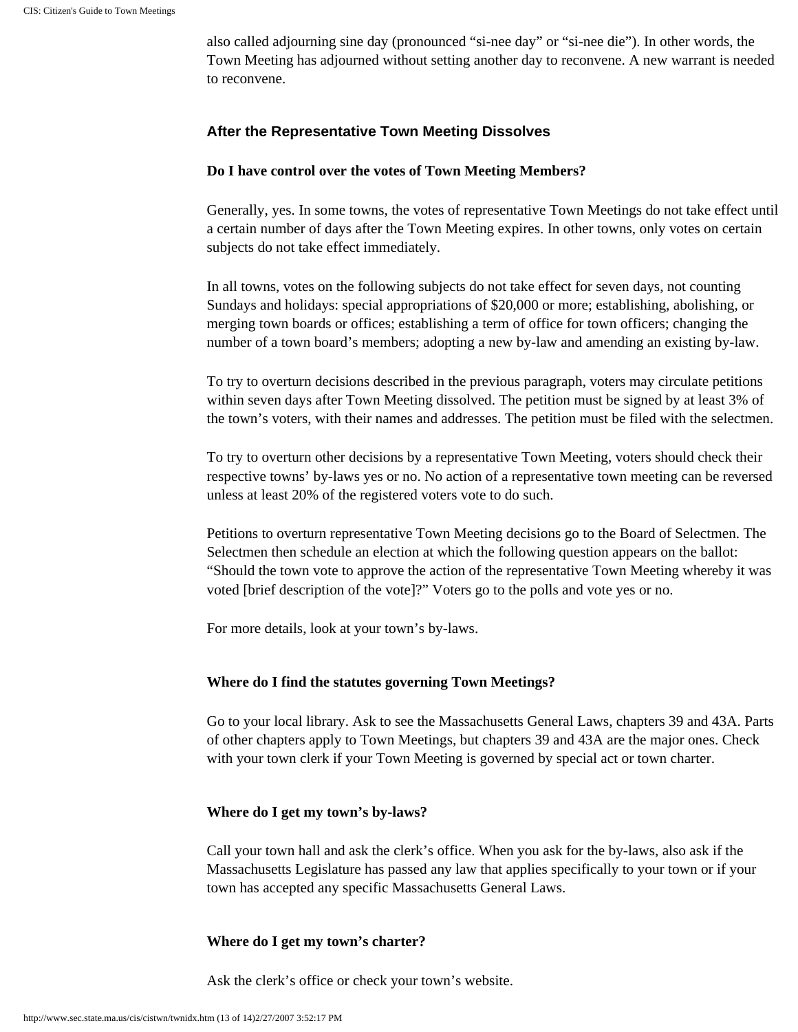also called adjourning sine day (pronounced "si-nee day" or "si-nee die"). In other words, the Town Meeting has adjourned without setting another day to reconvene. A new warrant is needed to reconvene.

## After the Representative Town Meeting Dissolves

**Do I have control over the votes of Town Meeting Members?**

Generally, yes. In some towns, the votes of representative Town Meetings do not take effect until a certain number of days after the Town Meeting expires. In other towns, only votes on certain subjects do not take effect immediately.

In all towns, votes on the following subjects do not take effect for seven days, not counting Sundays and holidays: special appropriations of $20,000 or more; establishing, abolishing, or merging town boards or offices; establishing a term of office for town officers; changing the number of a town board's members; adopting a new by-law and amending an existing by-law.

To try to overturn decisions described in the previous paragraph, voters may circulate petitions within seven days after Town Meeting dissolved. The petition must be signed by at least 3% of the town's voters, with their names and addresses. The petition must be filed with the selectmen.

To try to overturn other decisions by a representative Town Meeting, voters should check their respective towns' by-laws yes or no. No action of a representative town meeting can be reversed unless at least 20% of the registered voters vote to do such.

Petitions to overturn representative Town Meeting decisions go to the Board of Selectmen. The Selectmen then schedule an election at which the following question appears on the ballot: "Should the town vote to approve the action of the representative Town Meeting whereby it was voted [brief description of the vote]?" Voters go to the polls and vote yes or no.

For more details, look at your town's by-laws.

**Where do I find the statutes governing Town Meetings?**

Go to your local library. Ask to see the Massachusetts General Laws, chapters 39 and 43A. Parts of other chapters apply to Town Meetings, but chapters 39 and 43A are the major ones. Check with your town clerk if your Town Meeting is governed by special act or town charter.

**Where do I get my town's by-laws?**

Call your town hall and ask the clerk's office. When you ask for the by-laws, also ask if the Massachusetts Legislature has passed any law that applies specifically to your town or if your town has accepted any specific Massachusetts General Laws.

**Where do I get my town's charter?**

Ask the clerk's office or check your town's website.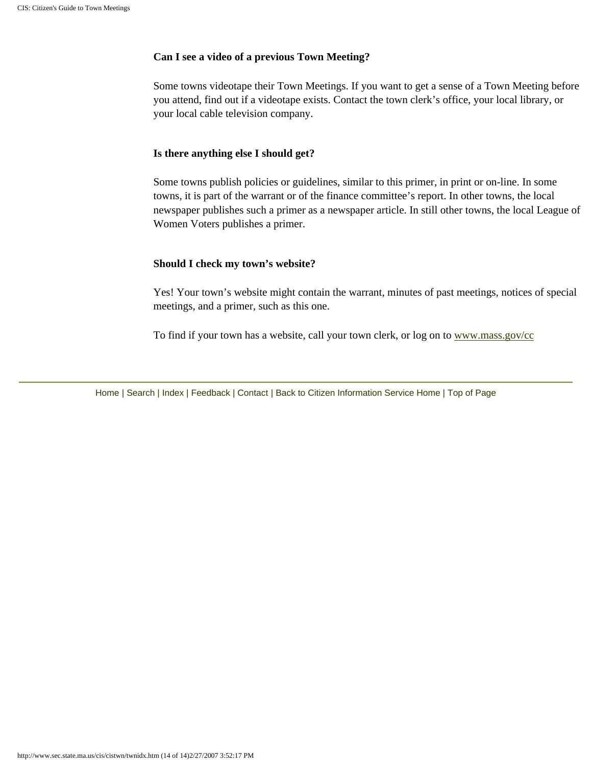**Can I see a video of a previous Town Meeting?**

Some towns videotape their Town Meetings. If you want to get a sense of a Town Meeting before you attend, find out if a videotape exists. Contact the town clerk's office, your local library, or your local cable television company.

**Is there anything else I should get?**

Some towns publish policies or guidelines, similar to this primer, in print or on-line. In some towns, it is part of the warrant or of the finance committee's report. In other towns, the local newspaper publishes such a primer as a newspaper article. In still other towns, the local League of Women Voters publishes a primer.

**Should I check my town's website?**

Yes! Your town's website might contain the warrant, minutes of past meetings, notices of special meetings, and a primer, such as this one.

To find if your town has a website, call your town clerk, or log on to www.mass.gov/cc

---

Home | Search | Index | Feedback | Contact | Back to Citizen Information Service Home | Top of Page